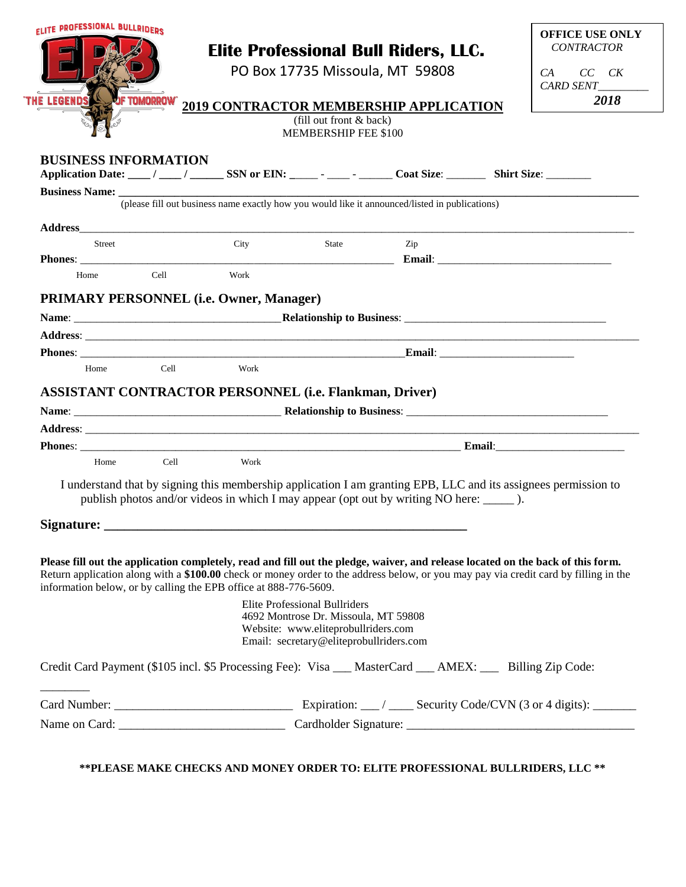ELITE PROFESSIONAL BULLRIDERS
EPB
"THE LEGENDS OF TOMORROW"

# Elite Professional Bull Riders, LLC.

PO Box 17735 Missoula, MT 59808

**OFFICE USE ONLY**
*CONTRACTOR*
*CA CC CK*
*CARD SENT*_________
***2018***

## 2019 CONTRACTOR MEMBERSHIP APPLICATION

(fill out front & back)
MEMBERSHIP FEE $100

### BUSINESS INFORMATION

**Application Date:** ____ / ____ / ______ **SSN or EIN:** _____ - ____ - ______ **Coat Size**: _______ **Shirt Size**: ________

**Business Name:** ________________________________________________________________________________

(please fill out business name exactly how you would like it announced/listed in publications)

**Address**________________________________________________________________________________________

Street City State Zip

**Phones**: ___________________________________________________ **Email**: ______________________________

Home Cell Work

### PRIMARY PERSONNEL (i.e. Owner, Manager)

**Name**: ____________________________________**Relationship to Business**: ___________________________________

**Address**: ________________________________________________________________________________________

**Phones**: _________________________________________________________**Email**: _________________________

Home Cell Work

### ASSISTANT CONTRACTOR PERSONNEL (i.e. Flankman, Driver)

**Name**: ____________________________________ **Relationship to Business**: ___________________________________

**Address**: ________________________________________________________________________________________

**Phones**: _________________________________________________________________ **Email**:_______________________

Home Cell Work

I understand that by signing this membership application I am granting EPB, LLC and its assignees permission to publish photos and/or videos in which I may appear (opt out by writing NO here: _____ ).

**Signature: ________________________________________________________**

**Please fill out the application completely, read and fill out the pledge, waiver, and release located on the back of this form.** Return application along with a **$100.00** check or money order to the address below, or you may pay via credit card by filling in the information below, or by calling the EPB office at 888-776-5609.

Elite Professional Bullriders
4692 Montrose Dr. Missoula, MT 59808
Website: www.eliteprobullriders.com
Email: secretary@eliteprobullriders.com

Credit Card Payment ($105 incl. $5 Processing Fee): Visa ___ MasterCard ___ AMEX: ___ Billing Zip Code: ________

Card Number: ____________________________ Expiration: ___ / ____ Security Code/CVN (3 or 4 digits): _______

Name on Card: __________________________ Cardholder Signature: ____________________________________

**\*\*PLEASE MAKE CHECKS AND MONEY ORDER TO: ELITE PROFESSIONAL BULLRIDERS, LLC \*\***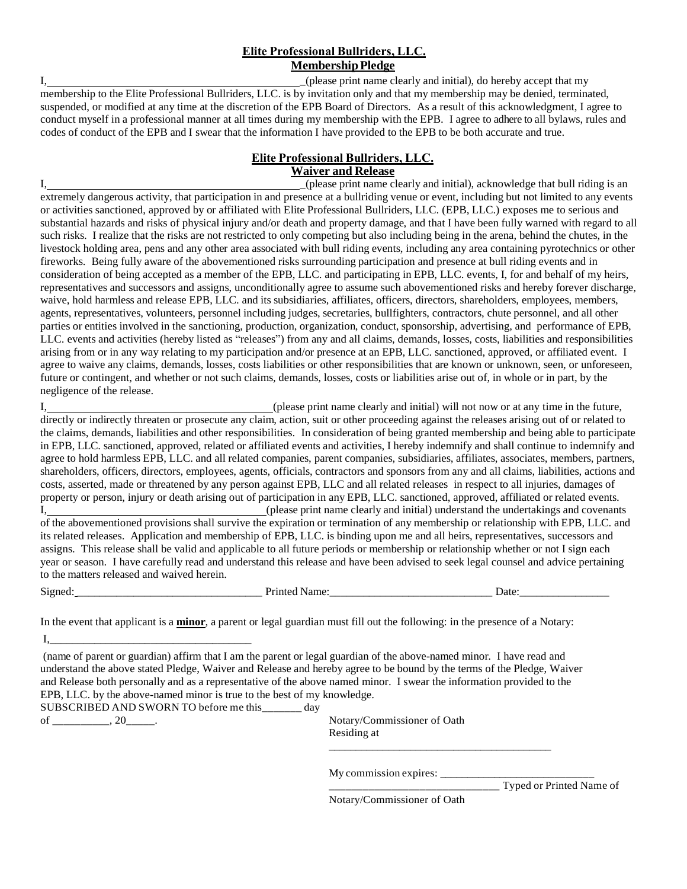**Elite Professional Bullriders, LLC.**
**Membership Pledge**

I,\_\_\_\_\_\_\_\_\_\_\_\_\_\_\_\_\_\_\_\_\_\_\_\_\_\_\_\_\_\_\_\_\_\_\_\_\_\_\_\_\_\_\_\_(please print name clearly and initial), do hereby accept that my membership to the Elite Professional Bullriders, LLC. is by invitation only and that my membership may be denied, terminated, suspended, or modified at any time at the discretion of the EPB Board of Directors. As a result of this acknowledgment, I agree to conduct myself in a professional manner at all times during my membership with the EPB. I agree to adhere to all bylaws, rules and codes of conduct of the EPB and I swear that the information I have provided to the EPB to be both accurate and true.

**Elite Professional Bullriders, LLC.**
**Waiver and Release**

I,\_\_\_\_\_\_\_\_\_\_\_\_\_\_\_\_\_\_\_\_\_\_\_\_\_\_\_\_\_\_\_\_\_\_\_\_\_\_\_\_\_\_\_\_(please print name clearly and initial), acknowledge that bull riding is an extremely dangerous activity, that participation in and presence at a bullriding venue or event, including but not limited to any events or activities sanctioned, approved by or affiliated with Elite Professional Bullriders, LLC. (EPB, LLC.) exposes me to serious and substantial hazards and risks of physical injury and/or death and property damage, and that I have been fully warned with regard to all such risks. I realize that the risks are not restricted to only competing but also including being in the arena, behind the chutes, in the livestock holding area, pens and any other area associated with bull riding events, including any area containing pyrotechnics or other fireworks. Being fully aware of the abovementioned risks surrounding participation and presence at bull riding events and in consideration of being accepted as a member of the EPB, LLC. and participating in EPB, LLC. events, I, for and behalf of my heirs, representatives and successors and assigns, unconditionally agree to assume such abovementioned risks and hereby forever discharge, waive, hold harmless and release EPB, LLC. and its subsidiaries, affiliates, officers, directors, shareholders, employees, members, agents, representatives, volunteers, personnel including judges, secretaries, bullfighters, contractors, chute personnel, and all other parties or entities involved in the sanctioning, production, organization, conduct, sponsorship, advertising, and performance of EPB, LLC. events and activities (hereby listed as "releases") from any and all claims, demands, losses, costs, liabilities and responsibilities arising from or in any way relating to my participation and/or presence at an EPB, LLC. sanctioned, approved, or affiliated event. I agree to waive any claims, demands, losses, costs liabilities or other responsibilities that are known or unknown, seen, or unforeseen, future or contingent, and whether or not such claims, demands, losses, costs or liabilities arise out of, in whole or in part, by the negligence of the release.

I,\_\_\_\_\_\_\_\_\_\_\_\_\_\_\_\_\_\_\_\_\_\_\_\_\_\_\_\_\_\_\_\_\_\_\_\_\_\_\_\_(please print name clearly and initial) will not now or at any time in the future, directly or indirectly threaten or prosecute any claim, action, suit or other proceeding against the releases arising out of or related to the claims, demands, liabilities and other responsibilities. In consideration of being granted membership and being able to participate in EPB, LLC. sanctioned, approved, related or affiliated events and activities, I hereby indemnify and shall continue to indemnify and agree to hold harmless EPB, LLC. and all related companies, parent companies, subsidiaries, affiliates, associates, members, partners, shareholders, officers, directors, employees, agents, officials, contractors and sponsors from any and all claims, liabilities, actions and costs, asserted, made or threatened by any person against EPB, LLC and all related releases in respect to all injuries, damages of property or person, injury or death arising out of participation in any EPB, LLC. sanctioned, approved, affiliated or related events.
I,\_\_\_\_\_\_\_\_\_\_\_\_\_\_\_\_\_\_\_\_\_\_\_\_\_\_\_\_\_\_\_\_\_\_\_\_\_\_\_\_(please print name clearly and initial) understand the undertakings and covenants of the abovementioned provisions shall survive the expiration or termination of any membership or relationship with EPB, LLC. and its related releases. Application and membership of EPB, LLC. is binding upon me and all heirs, representatives, successors and assigns. This release shall be valid and applicable to all future periods or membership or relationship whether or not I sign each year or season. I have carefully read and understand this release and have been advised to seek legal counsel and advice pertaining to the matters released and waived herein.

Signed:\_\_\_\_\_\_\_\_\_\_\_\_\_\_\_\_\_\_\_\_\_\_\_\_\_\_\_\_\_\_\_\_\_\_ Printed Name:\_\_\_\_\_\_\_\_\_\_\_\_\_\_\_\_\_\_\_\_\_\_\_\_\_\_\_\_\_\_ Date:\_\_\_\_\_\_\_\_\_\_\_\_\_\_\_\_

In the event that applicant is a **minor**, a parent or legal guardian must fill out the following: in the presence of a Notary:

I,\_\_\_\_\_\_\_\_\_\_\_\_\_\_\_\_\_\_\_\_\_\_\_\_\_\_\_\_\_\_\_\_\_\_\_\_\_

(name of parent or guardian) affirm that I am the parent or legal guardian of the above-named minor. I have read and understand the above stated Pledge, Waiver and Release and hereby agree to be bound by the terms of the Pledge, Waiver and Release both personally and as a representative of the above named minor. I swear the information provided to the EPB, LLC. by the above-named minor is true to the best of my knowledge.

SUBSCRIBED AND SWORN TO before me this\_\_\_\_\_\_\_ day
of \_\_\_\_\_\_\_\_\_\_, 20\_\_\_\_\_.

Notary/Commissioner of Oath
Residing at
\_\_\_\_\_\_\_\_\_\_\_\_\_\_\_\_\_\_\_\_\_\_\_\_\_\_\_\_\_\_\_\_\_\_\_\_\_\_\_\_\_

My commission expires: \_\_\_\_\_\_\_\_\_\_\_\_\_\_\_\_\_\_\_\_\_\_\_\_\_\_\_\_
\_\_\_\_\_\_\_\_\_\_\_\_\_\_\_\_\_\_\_\_\_\_\_\_\_\_\_\_\_\_\_ Typed or Printed Name of
Notary/Commissioner of Oath